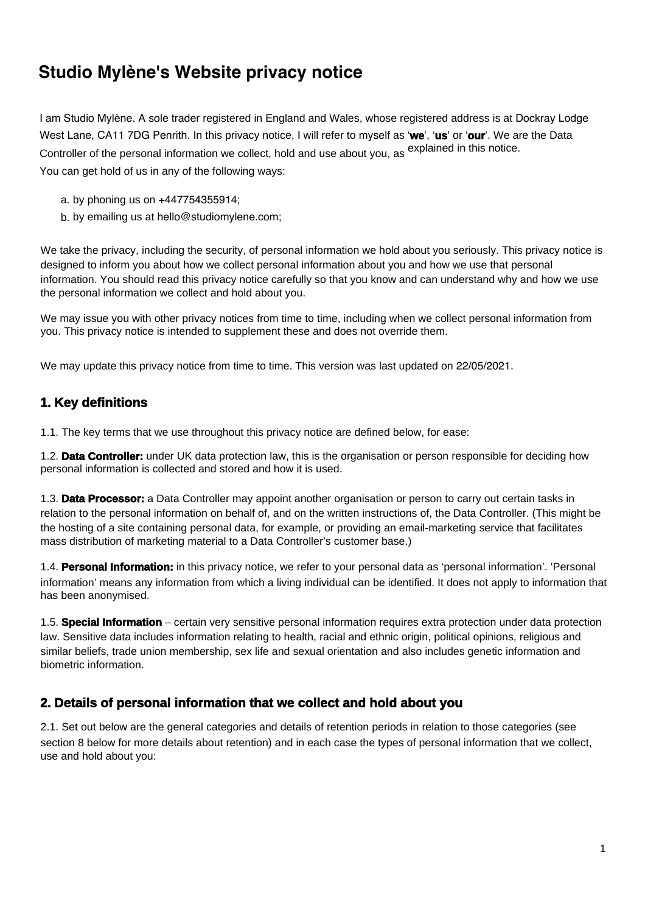# Studio Mylène's Website privacy notice

I am Studio Mylène. A sole trader registered in England and Wales, whose registered address is at Dockray Lodge West Lane, CA11 7DG Penrith. In this privacy notice, I will refer to myself as '**we**', '**us**' or '**our**'. We are the Data Controller of the personal information we collect, hold and use about you, as explained in this notice.

You can get hold of us in any of the following ways:

a. by phoning us on +447754355914;
b. by emailing us at hello@studiomylene.com;

We take the privacy, including the security, of personal information we hold about you seriously. This privacy notice is designed to inform you about how we collect personal information about you and how we use that personal information. You should read this privacy notice carefully so that you know and can understand why and how we use the personal information we collect and hold about you.

We may issue you with other privacy notices from time to time, including when we collect personal information from you. This privacy notice is intended to supplement these and does not override them.

We may update this privacy notice from time to time. This version was last updated on 22/05/2021.

## 1. Key definitions

1.1. The key terms that we use throughout this privacy notice are defined below, for ease:

1.2. **Data Controller:** under UK data protection law, this is the organisation or person responsible for deciding how personal information is collected and stored and how it is used.

1.3. **Data Processor:** a Data Controller may appoint another organisation or person to carry out certain tasks in relation to the personal information on behalf of, and on the written instructions of, the Data Controller. (This might be the hosting of a site containing personal data, for example, or providing an email-marketing service that facilitates mass distribution of marketing material to a Data Controller's customer base.)

1.4. **Personal Information:** in this privacy notice, we refer to your personal data as 'personal information'. 'Personal information' means any information from which a living individual can be identified. It does not apply to information that has been anonymised.

1.5. **Special Information** – certain very sensitive personal information requires extra protection under data protection law. Sensitive data includes information relating to health, racial and ethnic origin, political opinions, religious and similar beliefs, trade union membership, sex life and sexual orientation and also includes genetic information and biometric information.

## 2. Details of personal information that we collect and hold about you

2.1. Set out below are the general categories and details of retention periods in relation to those categories (see section 8 below for more details about retention) and in each case the types of personal information that we collect, use and hold about you: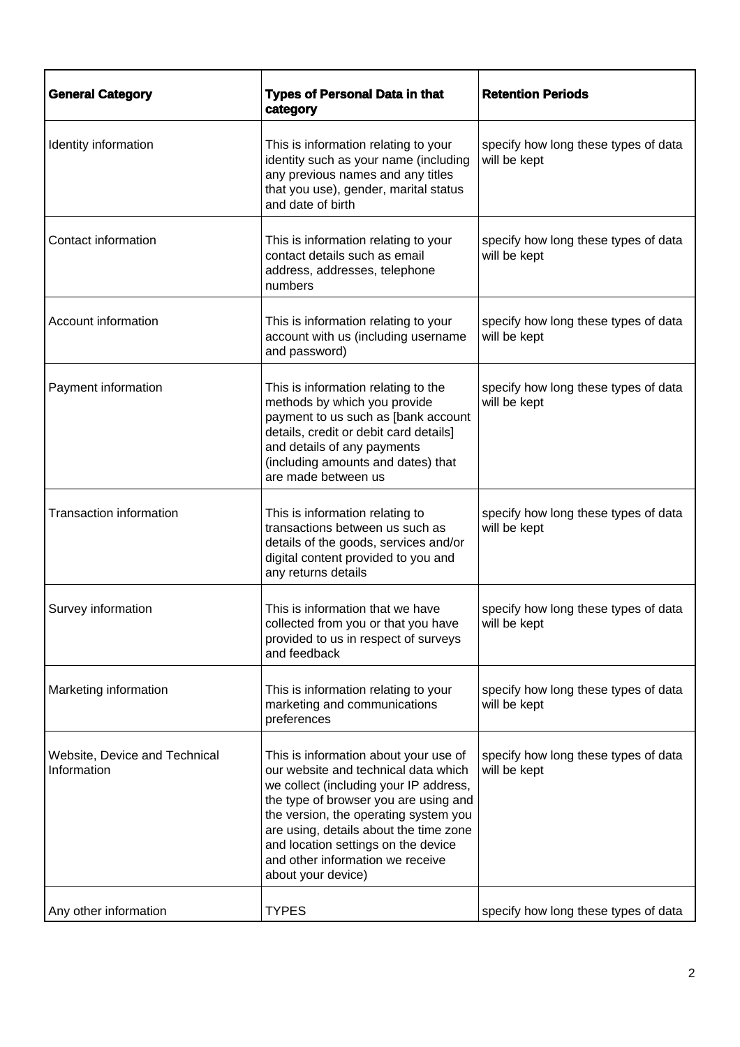| General Category | Types of Personal Data in that category | Retention Periods |
|---|---|---|
| Identity information | This is information relating to your identity such as your name (including any previous names and any titles that you use), gender, marital status and date of birth | specify how long these types of data will be kept |
| Contact information | This is information relating to your contact details such as email address, addresses, telephone numbers | specify how long these types of data will be kept |
| Account information | This is information relating to your account with us (including username and password) | specify how long these types of data will be kept |
| Payment information | This is information relating to the methods by which you provide payment to us such as [bank account details, credit or debit card details] and details of any payments (including amounts and dates) that are made between us | specify how long these types of data will be kept |
| Transaction information | This is information relating to transactions between us such as details of the goods, services and/or digital content provided to you and any returns details | specify how long these types of data will be kept |
| Survey information | This is information that we have collected from you or that you have provided to us in respect of surveys and feedback | specify how long these types of data will be kept |
| Marketing information | This is information relating to your marketing and communications preferences | specify how long these types of data will be kept |
| Website, Device and Technical Information | This is information about your use of our website and technical data which we collect (including your IP address, the type of browser you are using and the version, the operating system you are using, details about the time zone and location settings on the device and other information we receive about your device) | specify how long these types of data will be kept |
| Any other information | TYPES | specify how long these types of data |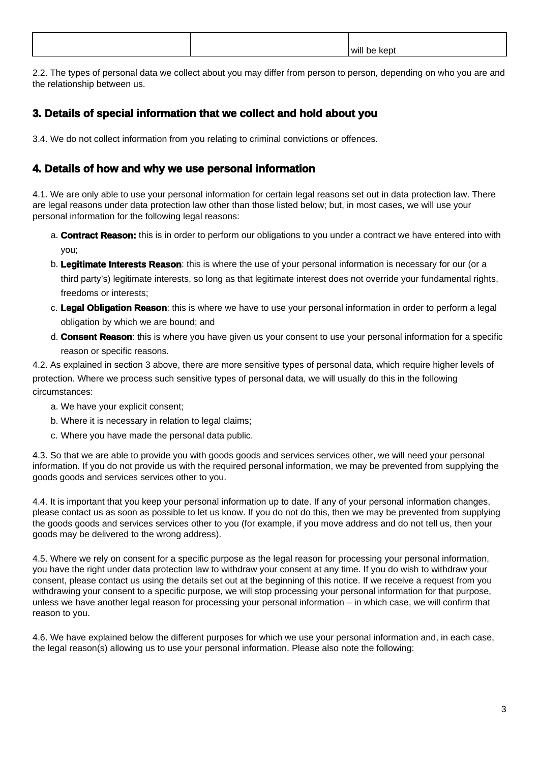| | | will be kept |
|---|---|---|

2.2. The types of personal data we collect about you may differ from person to person, depending on who you are and the relationship between us.

## 3. Details of special information that we collect and hold about you

3.4. We do not collect information from you relating to criminal convictions or offences.

## 4. Details of how and why we use personal information

4.1. We are only able to use your personal information for certain legal reasons set out in data protection law. There are legal reasons under data protection law other than those listed below; but, in most cases, we will use your personal information for the following legal reasons:

a. **Contract Reason:** this is in order to perform our obligations to you under a contract we have entered into with you;

b. **Legitimate Interests Reason**: this is where the use of your personal information is necessary for our (or a third party's) legitimate interests, so long as that legitimate interest does not override your fundamental rights, freedoms or interests;

c. **Legal Obligation Reason**: this is where we have to use your personal information in order to perform a legal obligation by which we are bound; and

d. **Consent Reason**: this is where you have given us your consent to use your personal information for a specific reason or specific reasons.

4.2. As explained in section 3 above, there are more sensitive types of personal data, which require higher levels of protection. Where we process such sensitive types of personal data, we will usually do this in the following circumstances:

a. We have your explicit consent;

b. Where it is necessary in relation to legal claims;

c. Where you have made the personal data public.

4.3. So that we are able to provide you with goods goods and services services other, we will need your personal information. If you do not provide us with the required personal information, we may be prevented from supplying the goods goods and services services other to you.

4.4. It is important that you keep your personal information up to date. If any of your personal information changes, please contact us as soon as possible to let us know. If you do not do this, then we may be prevented from supplying the goods goods and services services other to you (for example, if you move address and do not tell us, then your goods may be delivered to the wrong address).

4.5. Where we rely on consent for a specific purpose as the legal reason for processing your personal information, you have the right under data protection law to withdraw your consent at any time. If you do wish to withdraw your consent, please contact us using the details set out at the beginning of this notice. If we receive a request from you withdrawing your consent to a specific purpose, we will stop processing your personal information for that purpose, unless we have another legal reason for processing your personal information – in which case, we will confirm that reason to you.

4.6. We have explained below the different purposes for which we use your personal information and, in each case, the legal reason(s) allowing us to use your personal information. Please also note the following: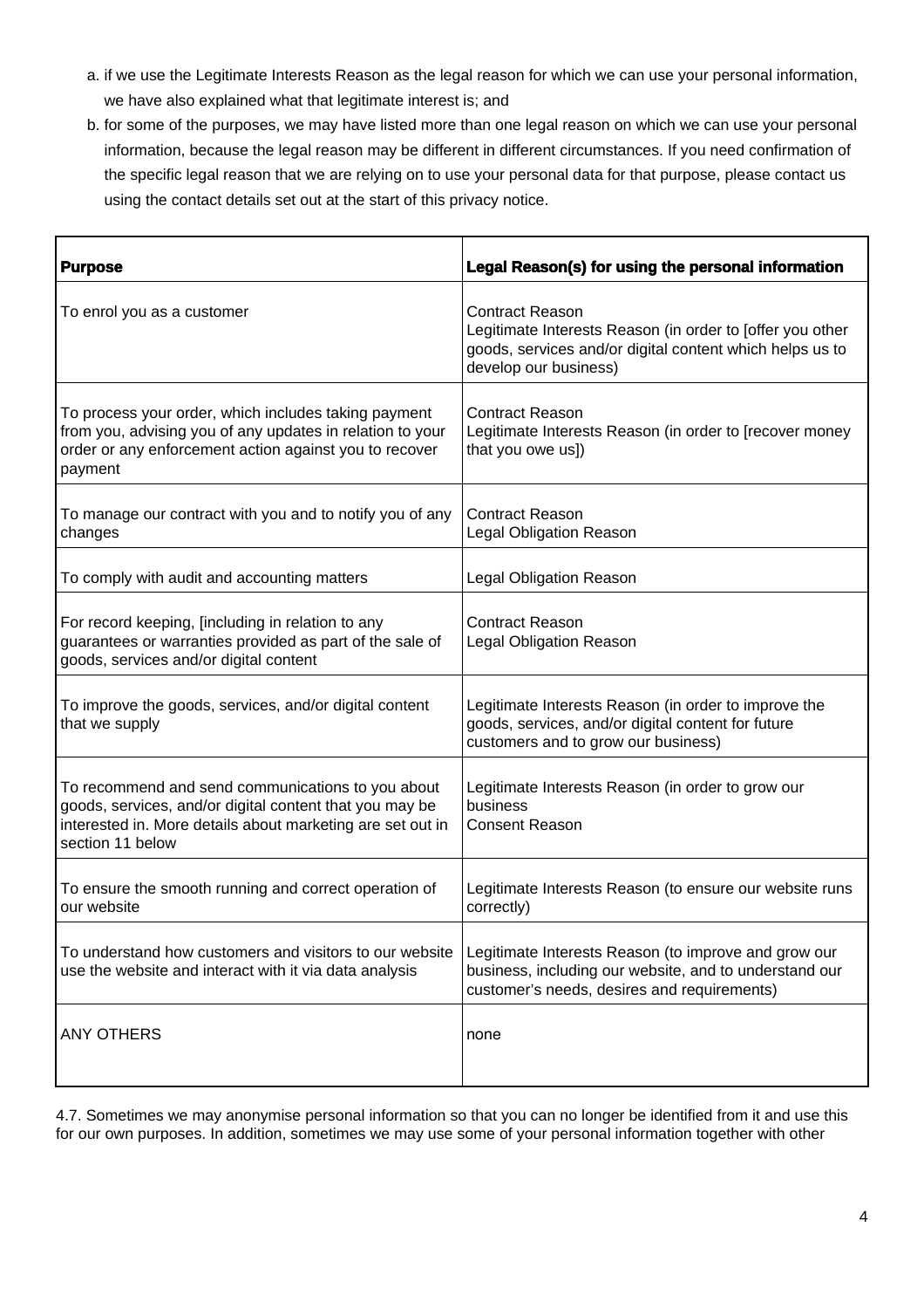a. if we use the Legitimate Interests Reason as the legal reason for which we can use your personal information, we have also explained what that legitimate interest is; and
b. for some of the purposes, we may have listed more than one legal reason on which we can use your personal information, because the legal reason may be different in different circumstances. If you need confirmation of the specific legal reason that we are relying on to use your personal data for that purpose, please contact us using the contact details set out at the start of this privacy notice.

| **Purpose** | **Legal Reason(s) for using the personal information** |
|---|---|
| To enrol you as a customer | Contract Reason<br>Legitimate Interests Reason (in order to [offer you other goods, services and/or digital content which helps us to develop our business) |
| To process your order, which includes taking payment from you, advising you of any updates in relation to your order or any enforcement action against you to recover payment | Contract Reason<br>Legitimate Interests Reason (in order to [recover money that you owe us]) |
| To manage our contract with you and to notify you of any changes | Contract Reason<br>Legal Obligation Reason |
| To comply with audit and accounting matters | Legal Obligation Reason |
| For record keeping, [including in relation to any guarantees or warranties provided as part of the sale of goods, services and/or digital content | Contract Reason<br>Legal Obligation Reason |
| To improve the goods, services, and/or digital content that we supply | Legitimate Interests Reason (in order to improve the goods, services, and/or digital content for future customers and to grow our business) |
| To recommend and send communications to you about goods, services, and/or digital content that you may be interested in. More details about marketing are set out in section 11 below | Legitimate Interests Reason (in order to grow our business<br>Consent Reason |
| To ensure the smooth running and correct operation of our website | Legitimate Interests Reason (to ensure our website runs correctly) |
| To understand how customers and visitors to our website use the website and interact with it via data analysis | Legitimate Interests Reason (to improve and grow our business, including our website, and to understand our customer's needs, desires and requirements) |
| ANY OTHERS | none |

4.7. Sometimes we may anonymise personal information so that you can no longer be identified from it and use this for our own purposes. In addition, sometimes we may use some of your personal information together with other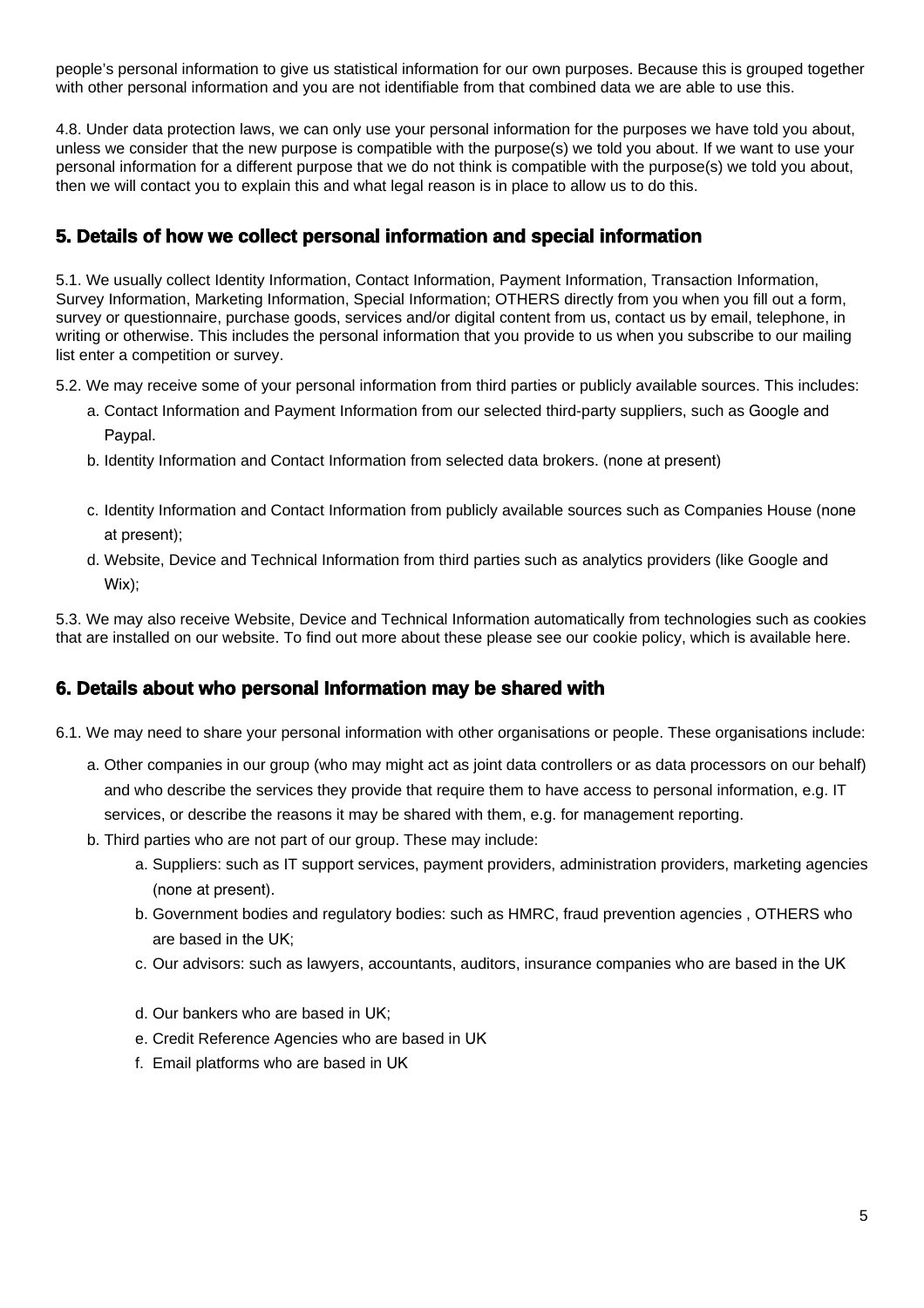people's personal information to give us statistical information for our own purposes. Because this is grouped together with other personal information and you are not identifiable from that combined data we are able to use this.

4.8. Under data protection laws, we can only use your personal information for the purposes we have told you about, unless we consider that the new purpose is compatible with the purpose(s) we told you about. If we want to use your personal information for a different purpose that we do not think is compatible with the purpose(s) we told you about, then we will contact you to explain this and what legal reason is in place to allow us to do this.

## 5. Details of how we collect personal information and special information

5.1. We usually collect Identity Information, Contact Information, Payment Information, Transaction Information, Survey Information, Marketing Information, Special Information; OTHERS directly from you when you fill out a form, survey or questionnaire, purchase goods, services and/or digital content from us, contact us by email, telephone, in writing or otherwise. This includes the personal information that you provide to us when you subscribe to our mailing list enter a competition or survey.

5.2. We may receive some of your personal information from third parties or publicly available sources. This includes:

a. Contact Information and Payment Information from our selected third-party suppliers, such as Google and Paypal.

b. Identity Information and Contact Information from selected data brokers. (none at present)

c. Identity Information and Contact Information from publicly available sources such as Companies House (none at present);

d. Website, Device and Technical Information from third parties such as analytics providers (like Google and Wix);

5.3. We may also receive Website, Device and Technical Information automatically from technologies such as cookies that are installed on our website. To find out more about these please see our cookie policy, which is available here.

## 6. Details about who personal Information may be shared with

6.1. We may need to share your personal information with other organisations or people. These organisations include:

a. Other companies in our group (who may might act as joint data controllers or as data processors on our behalf) and who describe the services they provide that require them to have access to personal information, e.g. IT services, or describe the reasons it may be shared with them, e.g. for management reporting.

b. Third parties who are not part of our group. These may include:

   a. Suppliers: such as IT support services, payment providers, administration providers, marketing agencies (none at present).

   b. Government bodies and regulatory bodies: such as HMRC, fraud prevention agencies , OTHERS who are based in the UK;

   c. Our advisors: such as lawyers, accountants, auditors, insurance companies who are based in the UK

   d. Our bankers who are based in UK;

   e. Credit Reference Agencies who are based in UK

   f. Email platforms who are based in UK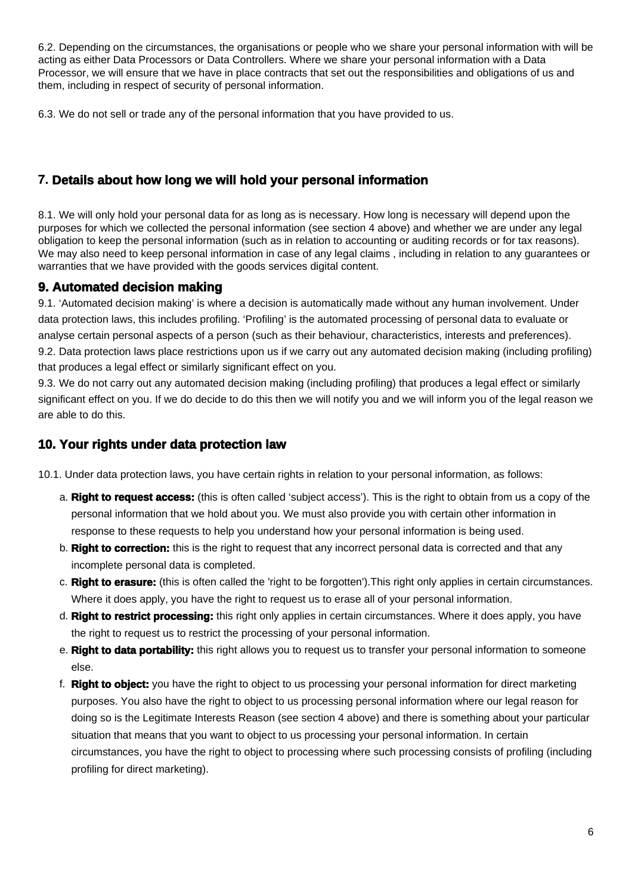6.2. Depending on the circumstances, the organisations or people who we share your personal information with will be acting as either Data Processors or Data Controllers. Where we share your personal information with a Data Processor, we will ensure that we have in place contracts that set out the responsibilities and obligations of us and them, including in respect of security of personal information.

6.3. We do not sell or trade any of the personal information that you have provided to us.

## 7. Details about how long we will hold your personal information

8.1. We will only hold your personal data for as long as is necessary. How long is necessary will depend upon the purposes for which we collected the personal information (see section 4 above) and whether we are under any legal obligation to keep the personal information (such as in relation to accounting or auditing records or for tax reasons). We may also need to keep personal information in case of any legal claims , including in relation to any guarantees or warranties that we have provided with the goods services digital content.

## 9. Automated decision making

9.1. 'Automated decision making' is where a decision is automatically made without any human involvement. Under data protection laws, this includes profiling. 'Profiling' is the automated processing of personal data to evaluate or analyse certain personal aspects of a person (such as their behaviour, characteristics, interests and preferences).

9.2. Data protection laws place restrictions upon us if we carry out any automated decision making (including profiling) that produces a legal effect or similarly significant effect on you.

9.3. We do not carry out any automated decision making (including profiling) that produces a legal effect or similarly significant effect on you. If we do decide to do this then we will notify you and we will inform you of the legal reason we are able to do this.

## 10. Your rights under data protection law

10.1. Under data protection laws, you have certain rights in relation to your personal information, as follows:

a. **Right to request access:** (this is often called 'subject access'). This is the right to obtain from us a copy of the personal information that we hold about you. We must also provide you with certain other information in response to these requests to help you understand how your personal information is being used.
b. **Right to correction:** this is the right to request that any incorrect personal data is corrected and that any incomplete personal data is completed.
c. **Right to erasure:** (this is often called the 'right to be forgotten').This right only applies in certain circumstances. Where it does apply, you have the right to request us to erase all of your personal information.
d. **Right to restrict processing:** this right only applies in certain circumstances. Where it does apply, you have the right to request us to restrict the processing of your personal information.
e. **Right to data portability:** this right allows you to request us to transfer your personal information to someone else.
f. **Right to object:** you have the right to object to us processing your personal information for direct marketing purposes. You also have the right to object to us processing personal information where our legal reason for doing so is the Legitimate Interests Reason (see section 4 above) and there is something about your particular situation that means that you want to object to us processing your personal information. In certain circumstances, you have the right to object to processing where such processing consists of profiling (including profiling for direct marketing).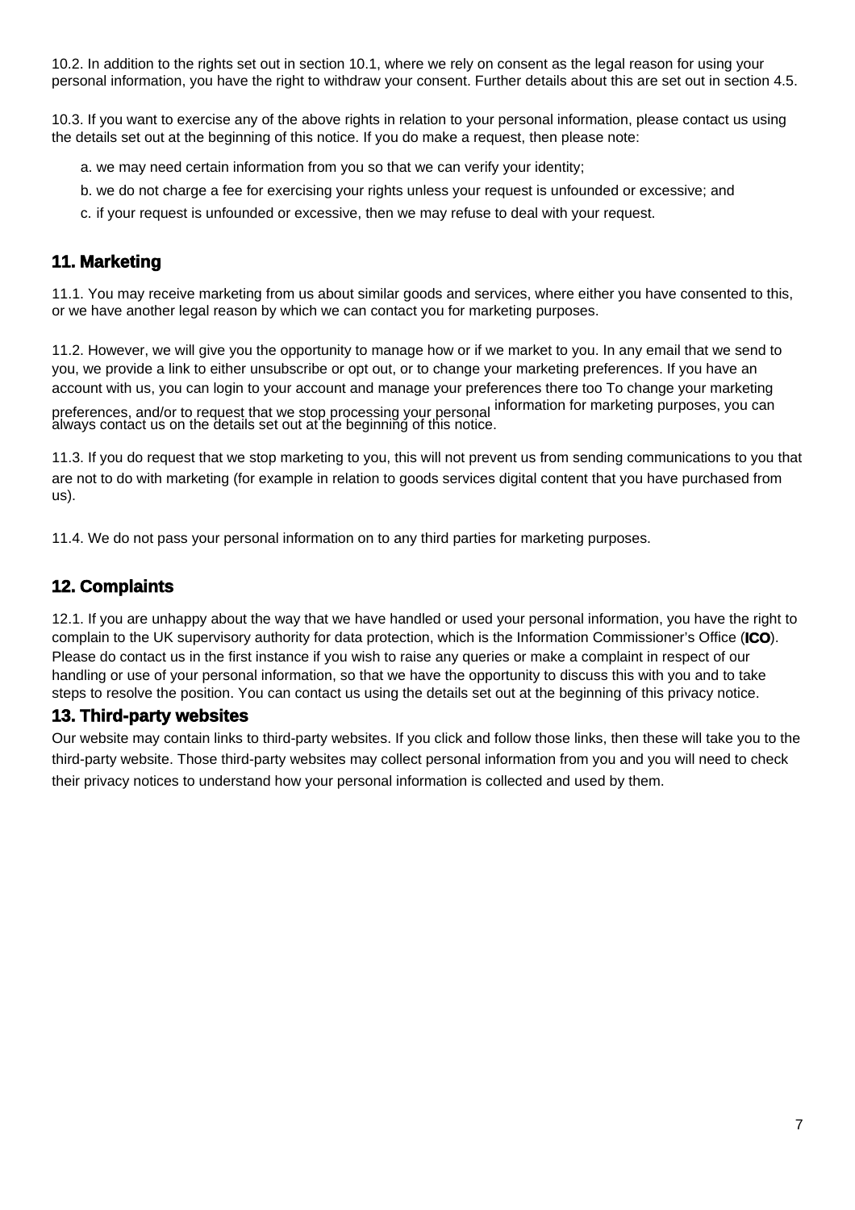10.2. In addition to the rights set out in section 10.1, where we rely on consent as the legal reason for using your personal information, you have the right to withdraw your consent. Further details about this are set out in section 4.5.

10.3. If you want to exercise any of the above rights in relation to your personal information, please contact us using the details set out at the beginning of this notice. If you do make a request, then please note:

a. we may need certain information from you so that we can verify your identity;

b. we do not charge a fee for exercising your rights unless your request is unfounded or excessive; and

c. if your request is unfounded or excessive, then we may refuse to deal with your request.

## 11. Marketing

11.1. You may receive marketing from us about similar goods and services, where either you have consented to this, or we have another legal reason by which we can contact you for marketing purposes.

11.2. However, we will give you the opportunity to manage how or if we market to you. In any email that we send to you, we provide a link to either unsubscribe or opt out, or to change your marketing preferences. If you have an account with us, you can login to your account and manage your preferences there too To change your marketing preferences, and/or to request that we stop processing your personal information for marketing purposes, you can always contact us on the details set out at the beginning of this notice.

11.3. If you do request that we stop marketing to you, this will not prevent us from sending communications to you that are not to do with marketing (for example in relation to goods services digital content that you have purchased from us).

11.4. We do not pass your personal information on to any third parties for marketing purposes.

## 12. Complaints

12.1. If you are unhappy about the way that we have handled or used your personal information, you have the right to complain to the UK supervisory authority for data protection, which is the Information Commissioner's Office (**ICO**). Please do contact us in the first instance if you wish to raise any queries or make a complaint in respect of our handling or use of your personal information, so that we have the opportunity to discuss this with you and to take steps to resolve the position. You can contact us using the details set out at the beginning of this privacy notice.

## 13. Third-party websites

Our website may contain links to third-party websites. If you click and follow those links, then these will take you to the third-party website. Those third-party websites may collect personal information from you and you will need to check their privacy notices to understand how your personal information is collected and used by them.